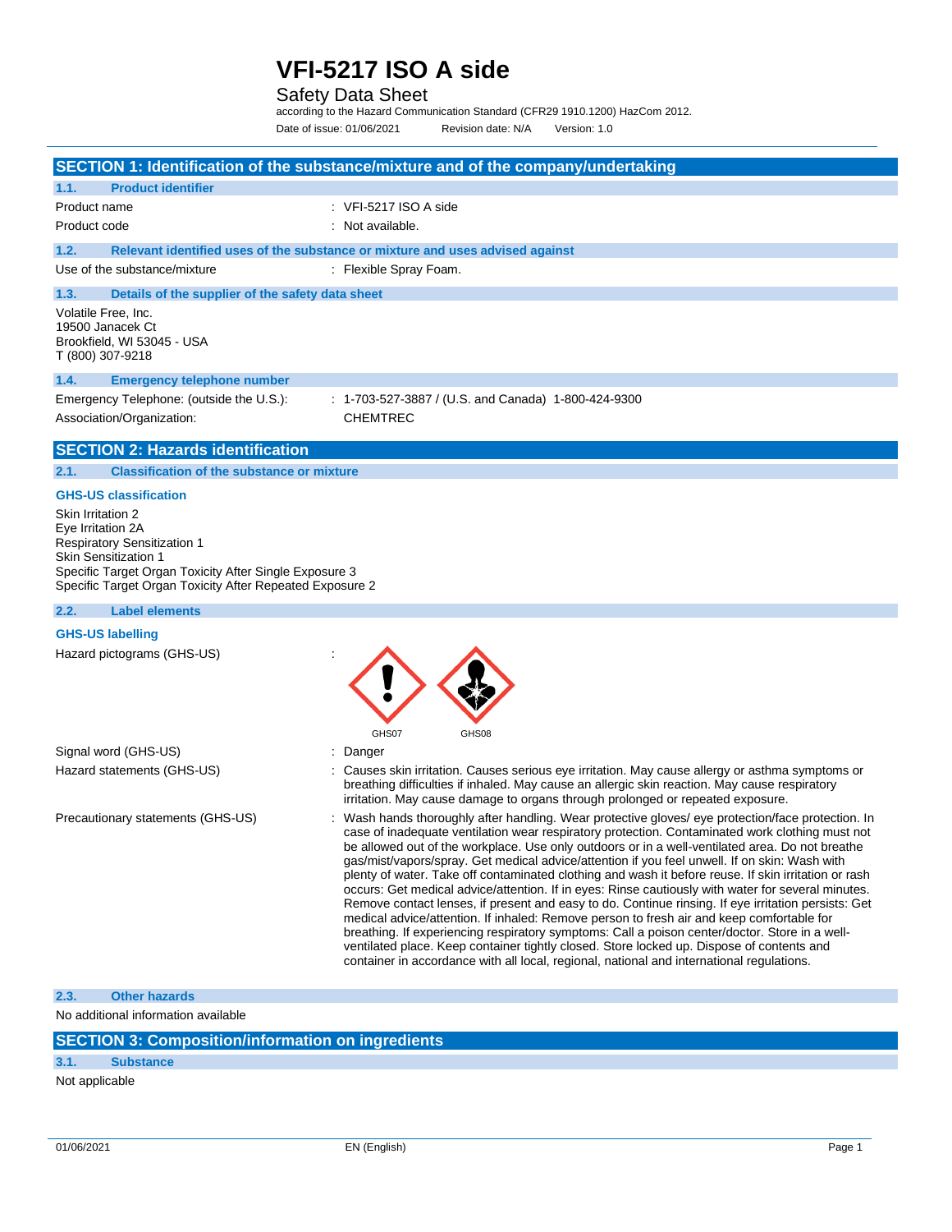# VFI-5217 ISO A side

Safety Data Sheet

according to the Hazard Communication Standard (CFR29 1910.1200) HazCom 2012.

Date of issue: 01/06/2021 Revision date: N/A Version: 1.0

## SECTION 1: Identification of the substance/mixture and of the company/undertaking

### 1.1. Product identifier

| | |
|---|---|
| Product name | : VFI-5217 ISO A side |
| Product code | : Not available. |

### 1.2. Relevant identified uses of the substance or mixture and uses advised against

| | |
|---|---|
| Use of the substance/mixture | : Flexible Spray Foam. |

### 1.3. Details of the supplier of the safety data sheet

Volatile Free, Inc.
19500 Janacek Ct
Brookfield, WI 53045 - USA
T (800) 307-9218

### 1.4. Emergency telephone number

| | |
|---|---|
| Emergency Telephone: (outside the U.S.): | : 1-703-527-3887 / (U.S. and Canada) 1-800-424-9300 |
| Association/Organization: | CHEMTREC |

## SECTION 2: Hazards identification

### 2.1. Classification of the substance or mixture

**GHS-US classification**

Skin Irritation 2
Eye Irritation 2A
Respiratory Sensitization 1
Skin Sensitization 1
Specific Target Organ Toxicity After Single Exposure 3
Specific Target Organ Toxicity After Repeated Exposure 2

### 2.2. Label elements

**GHS-US labelling**

Hazard pictograms (GHS-US) :

GHS07 GHS08

Signal word (GHS-US) : Danger

Hazard statements (GHS-US) : Causes skin irritation. Causes serious eye irritation. May cause allergy or asthma symptoms or breathing difficulties if inhaled. May cause an allergic skin reaction. May cause respiratory irritation. May cause damage to organs through prolonged or repeated exposure.

Precautionary statements (GHS-US) : Wash hands thoroughly after handling. Wear protective gloves/ eye protection/face protection. In case of inadequate ventilation wear respiratory protection. Contaminated work clothing must not be allowed out of the workplace. Use only outdoors or in a well-ventilated area. Do not breathe gas/mist/vapors/spray. Get medical advice/attention if you feel unwell. If on skin: Wash with plenty of water. Take off contaminated clothing and wash it before reuse. If skin irritation or rash occurs: Get medical advice/attention. If in eyes: Rinse cautiously with water for several minutes. Remove contact lenses, if present and easy to do. Continue rinsing. If eye irritation persists: Get medical advice/attention. If inhaled: Remove person to fresh air and keep comfortable for breathing. If experiencing respiratory symptoms: Call a poison center/doctor. Store in a well-ventilated place. Keep container tightly closed. Store locked up. Dispose of contents and container in accordance with all local, regional, national and international regulations.

### 2.3. Other hazards

No additional information available

## SECTION 3: Composition/information on ingredients

### 3.1. Substance

Not applicable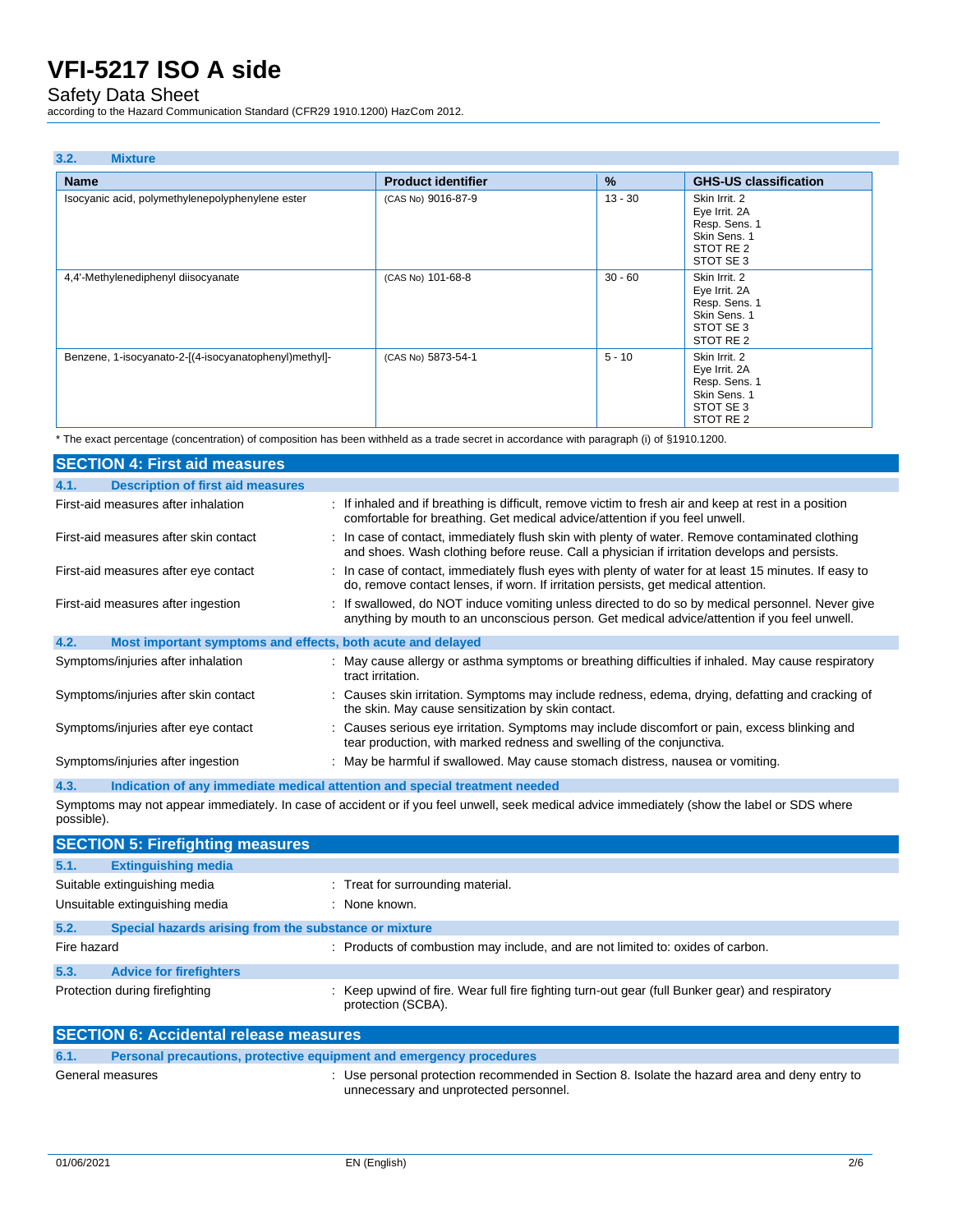### 3.2. Mixture

| Name | Product identifier | % | GHS-US classification |
|---|---|---|---|
| Isocyanic acid, polymethylenepolyphenylene ester | (CAS No) 9016-87-9 | 13 - 30 | Skin Irrit. 2<br>Eye Irrit. 2A<br>Resp. Sens. 1<br>Skin Sens. 1<br>STOT RE 2<br>STOT SE 3 |
| 4,4'-Methylenediphenyl diisocyanate | (CAS No) 101-68-8 | 30 - 60 | Skin Irrit. 2<br>Eye Irrit. 2A<br>Resp. Sens. 1<br>Skin Sens. 1<br>STOT SE 3<br>STOT RE 2 |
| Benzene, 1-isocyanato-2-[(4-isocyanatophenyl)methyl]- | (CAS No) 5873-54-1 | 5 - 10 | Skin Irrit. 2<br>Eye Irrit. 2A<br>Resp. Sens. 1<br>Skin Sens. 1<br>STOT SE 3<br>STOT RE 2 |

* The exact percentage (concentration) of composition has been withheld as a trade secret in accordance with paragraph (i) of §1910.1200.

## SECTION 4: First aid measures

### 4.1. Description of first aid measures

First-aid measures after inhalation : If inhaled and if breathing is difficult, remove victim to fresh air and keep at rest in a position comfortable for breathing. Get medical advice/attention if you feel unwell.

First-aid measures after skin contact : In case of contact, immediately flush skin with plenty of water. Remove contaminated clothing and shoes. Wash clothing before reuse. Call a physician if irritation develops and persists.

First-aid measures after eye contact : In case of contact, immediately flush eyes with plenty of water for at least 15 minutes. If easy to do, remove contact lenses, if worn. If irritation persists, get medical attention.

First-aid measures after ingestion : If swallowed, do NOT induce vomiting unless directed to do so by medical personnel. Never give anything by mouth to an unconscious person. Get medical advice/attention if you feel unwell.

### 4.2. Most important symptoms and effects, both acute and delayed

Symptoms/injuries after inhalation : May cause allergy or asthma symptoms or breathing difficulties if inhaled. May cause respiratory tract irritation.

Symptoms/injuries after skin contact : Causes skin irritation. Symptoms may include redness, edema, drying, defatting and cracking of the skin. May cause sensitization by skin contact.

Symptoms/injuries after eye contact : Causes serious eye irritation. Symptoms may include discomfort or pain, excess blinking and tear production, with marked redness and swelling of the conjunctiva.

Symptoms/injuries after ingestion : May be harmful if swallowed. May cause stomach distress, nausea or vomiting.

### 4.3. Indication of any immediate medical attention and special treatment needed

Symptoms may not appear immediately. In case of accident or if you feel unwell, seek medical advice immediately (show the label or SDS where possible).

## SECTION 5: Firefighting measures

### 5.1. Extinguishing media

Suitable extinguishing media : Treat for surrounding material.

Unsuitable extinguishing media : None known.

### 5.2. Special hazards arising from the substance or mixture

Fire hazard : Products of combustion may include, and are not limited to: oxides of carbon.

### 5.3. Advice for firefighters

Protection during firefighting : Keep upwind of fire. Wear full fire fighting turn-out gear (full Bunker gear) and respiratory protection (SCBA).

## SECTION 6: Accidental release measures

### 6.1. Personal precautions, protective equipment and emergency procedures

General measures : Use personal protection recommended in Section 8. Isolate the hazard area and deny entry to unnecessary and unprotected personnel.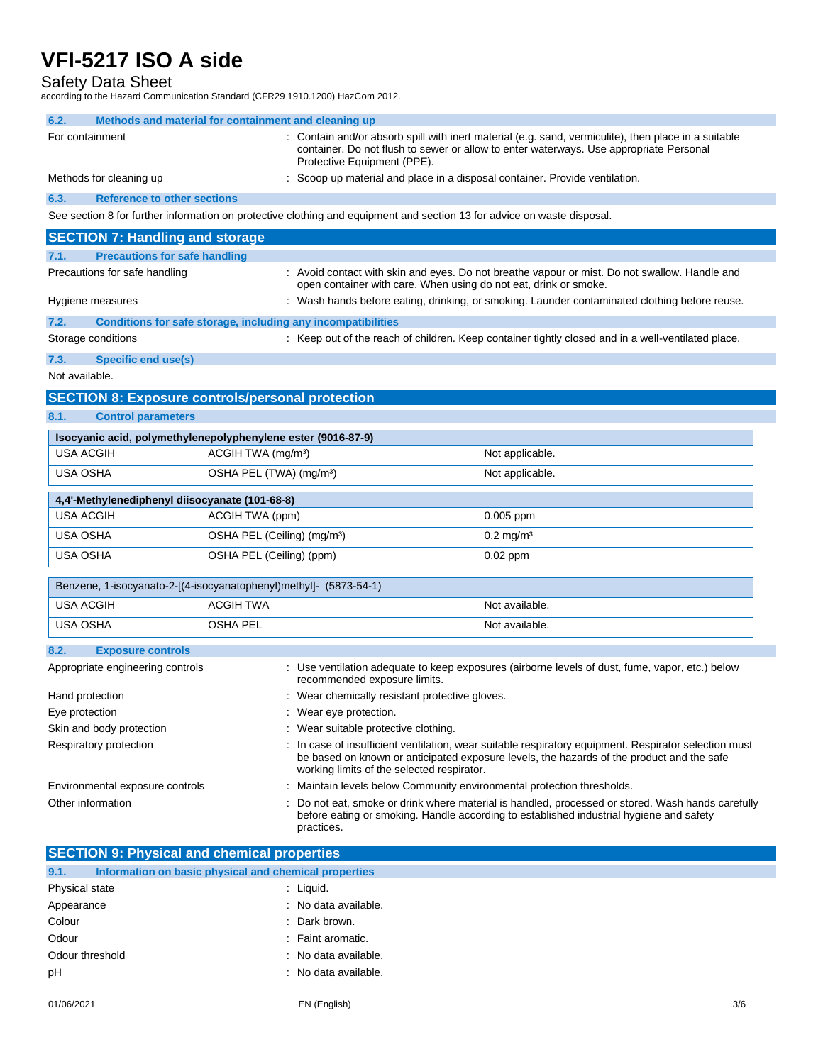### 6.2. Methods and material for containment and cleaning up

For containment : Contain and/or absorb spill with inert material (e.g. sand, vermiculite), then place in a suitable container. Do not flush to sewer or allow to enter waterways. Use appropriate Personal Protective Equipment (PPE).

Methods for cleaning up : Scoop up material and place in a disposal container. Provide ventilation.

### 6.3. Reference to other sections

See section 8 for further information on protective clothing and equipment and section 13 for advice on waste disposal.

## SECTION 7: Handling and storage

### 7.1. Precautions for safe handling

Precautions for safe handling : Avoid contact with skin and eyes. Do not breathe vapour or mist. Do not swallow. Handle and open container with care. When using do not eat, drink or smoke.

Hygiene measures : Wash hands before eating, drinking, or smoking. Launder contaminated clothing before reuse.

### 7.2. Conditions for safe storage, including any incompatibilities

Storage conditions : Keep out of the reach of children. Keep container tightly closed and in a well-ventilated place.

### 7.3. Specific end use(s)

Not available.

## SECTION 8: Exposure controls/personal protection

### 8.1. Control parameters

| Isocyanic acid, polymethylenepolyphenylene ester (9016-87-9) | | |
|---|---|---|
| USA ACGIH | ACGIH TWA (mg/m³) | Not applicable. |
| USA OSHA | OSHA PEL (TWA) (mg/m³) | Not applicable. |

| 4,4'-Methylenediphenyl diisocyanate (101-68-8) | | |
|---|---|---|
| USA ACGIH | ACGIH TWA (ppm) | 0.005 ppm |
| USA OSHA | OSHA PEL (Ceiling) (mg/m³) | 0.2 mg/m³ |
| USA OSHA | OSHA PEL (Ceiling) (ppm) | 0.02 ppm |

| Benzene, 1-isocyanato-2-[(4-isocyanatophenyl)methyl]- (5873-54-1) | | |
|---|---|---|
| USA ACGIH | ACGIH TWA | Not available. |
| USA OSHA | OSHA PEL | Not available. |

### 8.2. Exposure controls

Appropriate engineering controls : Use ventilation adequate to keep exposures (airborne levels of dust, fume, vapor, etc.) below recommended exposure limits.

Hand protection : Wear chemically resistant protective gloves.

Eye protection : Wear eye protection.

Skin and body protection : Wear suitable protective clothing.

Respiratory protection : In case of insufficient ventilation, wear suitable respiratory equipment. Respirator selection must be based on known or anticipated exposure levels, the hazards of the product and the safe working limits of the selected respirator.

Environmental exposure controls : Maintain levels below Community environmental protection thresholds.

Other information : Do not eat, smoke or drink where material is handled, processed or stored. Wash hands carefully before eating or smoking. Handle according to established industrial hygiene and safety practices.

## SECTION 9: Physical and chemical properties

### 9.1. Information on basic physical and chemical properties

Physical state : Liquid.

Appearance : No data available.

Colour : Dark brown.

Odour : Faint aromatic.

Odour threshold : No data available.

pH : No data available.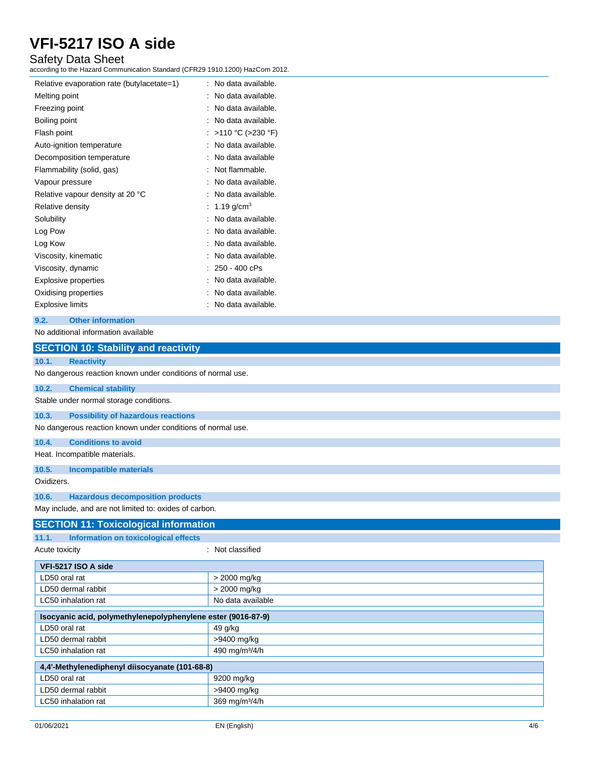| | |
|---|---|
| Relative evaporation rate (butylacetate=1) | : No data available. |
| Melting point | : No data available. |
| Freezing point | : No data available. |
| Boiling point | : No data available. |
| Flash point | : >110 °C (>230 °F) |
| Auto-ignition temperature | : No data available. |
| Decomposition temperature | : No data available |
| Flammability (solid, gas) | : Not flammable. |
| Vapour pressure | : No data available. |
| Relative vapour density at 20 °C | : No data available. |
| Relative density | : 1.19 $g/cm^3$ |
| Solubility | : No data available. |
| Log Pow | : No data available. |
| Log Kow | : No data available. |
| Viscosity, kinematic | : No data available. |
| Viscosity, dynamic | : 250 - 400 cPs |
| Explosive properties | : No data available. |
| Oxidising properties | : No data available. |
| Explosive limits | : No data available. |

### 9.2. Other information

No additional information available

## SECTION 10: Stability and reactivity

### 10.1. Reactivity

No dangerous reaction known under conditions of normal use.

### 10.2. Chemical stability

Stable under normal storage conditions.

### 10.3. Possibility of hazardous reactions

No dangerous reaction known under conditions of normal use.

### 10.4. Conditions to avoid

Heat. Incompatible materials.

### 10.5. Incompatible materials

Oxidizers.

### 10.6. Hazardous decomposition products

May include, and are not limited to: oxides of carbon.

## SECTION 11: Toxicological information

### 11.1. Information on toxicological effects

Acute toxicity : Not classified

| VFI-5217 ISO A side | |
|---|---|
| LD50 oral rat | > 2000 mg/kg |
| LD50 dermal rabbit | > 2000 mg/kg |
| LC50 inhalation rat | No data available |

| Isocyanic acid, polymethylenepolyphenylene ester (9016-87-9) | |
|---|---|
| LD50 oral rat | 49 g/kg |
| LD50 dermal rabbit | >9400 mg/kg |
| LC50 inhalation rat | 490 $mg/m^3/4/h$ |

| 4,4'-Methylenediphenyl diisocyanate (101-68-8) | |
|---|---|
| LD50 oral rat | 9200 mg/kg |
| LD50 dermal rabbit | >9400 mg/kg |
| LC50 inhalation rat | 369 $mg/m^3/4/h$ |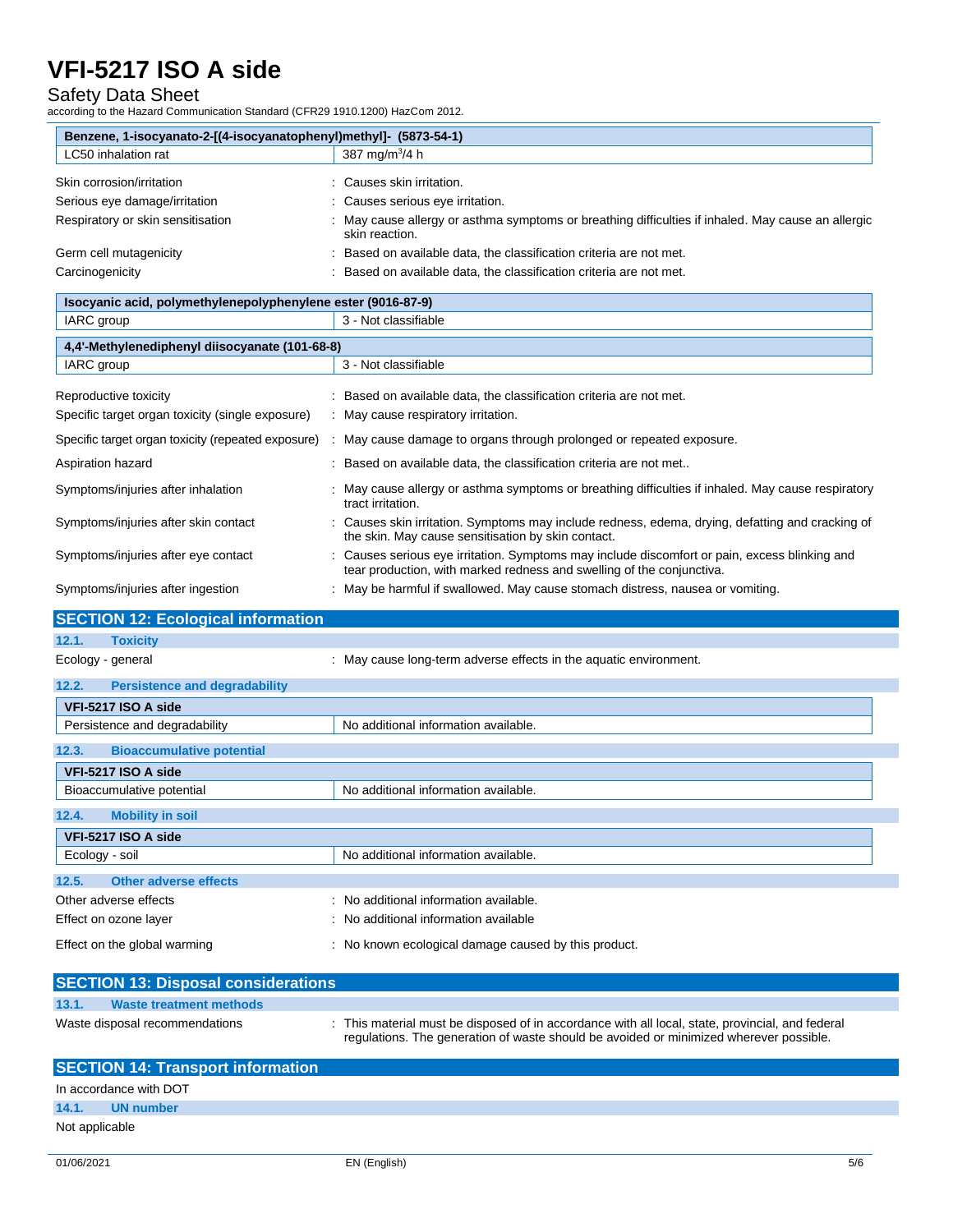| Benzene, 1-isocyanato-2-[(4-isocyanatophenyl)methyl]- (5873-54-1) | |
|---|---|
| LC50 inhalation rat | 387 mg/m$^3$/4 h |

Skin corrosion/irritation : Causes skin irritation.

Serious eye damage/irritation : Causes serious eye irritation.

Respiratory or skin sensitisation : May cause allergy or asthma symptoms or breathing difficulties if inhaled. May cause an allergic skin reaction.

Germ cell mutagenicity : Based on available data, the classification criteria are not met.

Carcinogenicity : Based on available data, the classification criteria are not met.

| Isocyanic acid, polymethylenepolyphenylene ester (9016-87-9) | |
|---|---|
| IARC group | 3 - Not classifiable |

| 4,4'-Methylenediphenyl diisocyanate (101-68-8) | |
|---|---|
| IARC group | 3 - Not classifiable |

Reproductive toxicity : Based on available data, the classification criteria are not met.

Specific target organ toxicity (single exposure) : May cause respiratory irritation.

Specific target organ toxicity (repeated exposure) : May cause damage to organs through prolonged or repeated exposure.

Aspiration hazard : Based on available data, the classification criteria are not met..

Symptoms/injuries after inhalation : May cause allergy or asthma symptoms or breathing difficulties if inhaled. May cause respiratory tract irritation.

Symptoms/injuries after skin contact : Causes skin irritation. Symptoms may include redness, edema, drying, defatting and cracking of the skin. May cause sensitisation by skin contact.

Symptoms/injuries after eye contact : Causes serious eye irritation. Symptoms may include discomfort or pain, excess blinking and tear production, with marked redness and swelling of the conjunctiva.

Symptoms/injuries after ingestion : May be harmful if swallowed. May cause stomach distress, nausea or vomiting.

## SECTION 12: Ecological information

### 12.1. Toxicity

Ecology - general : May cause long-term adverse effects in the aquatic environment.

### 12.2. Persistence and degradability

| VFI-5217 ISO A side | |
|---|---|
| Persistence and degradability | No additional information available. |

### 12.3. Bioaccumulative potential

| VFI-5217 ISO A side | |
|---|---|
| Bioaccumulative potential | No additional information available. |

### 12.4. Mobility in soil

| VFI-5217 ISO A side | |
|---|---|
| Ecology - soil | No additional information available. |

### 12.5. Other adverse effects

Other adverse effects : No additional information available.

Effect on ozone layer : No additional information available

Effect on the global warming : No known ecological damage caused by this product.

## SECTION 13: Disposal considerations

### 13.1. Waste treatment methods

Waste disposal recommendations : This material must be disposed of in accordance with all local, state, provincial, and federal regulations. The generation of waste should be avoided or minimized wherever possible.

## SECTION 14: Transport information

In accordance with DOT

### 14.1. UN number

Not applicable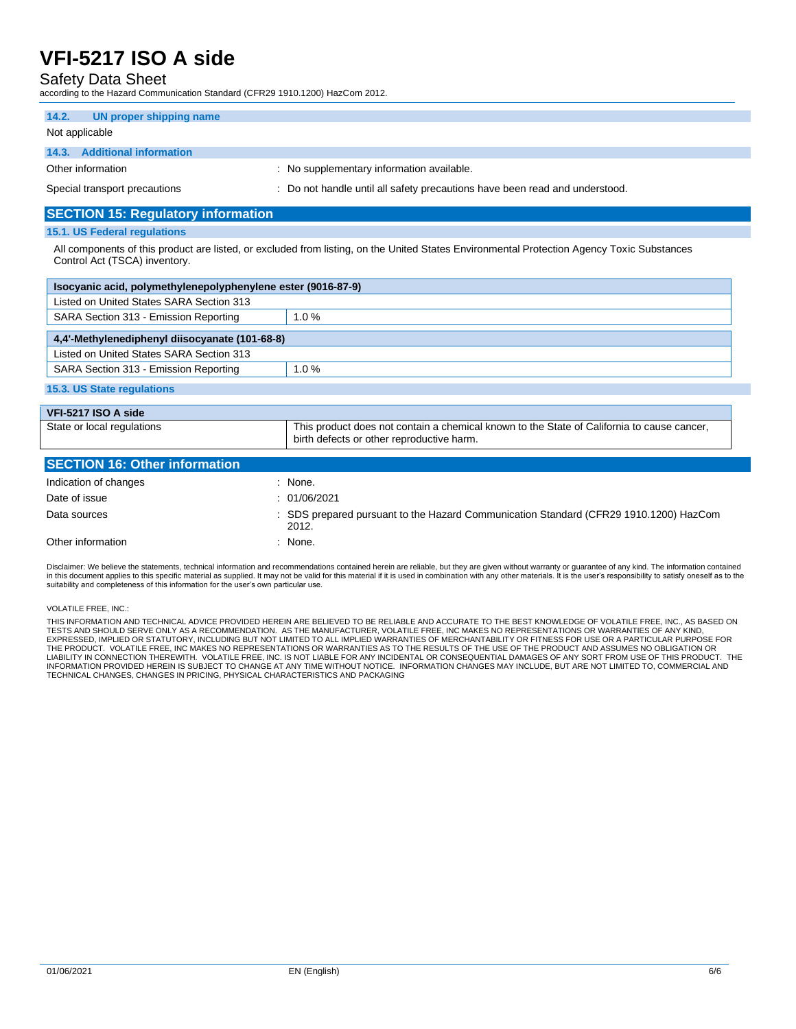### 14.2. UN proper shipping name

Not applicable

### 14.3. Additional information

Other information : No supplementary information available.

Special transport precautions : Do not handle until all safety precautions have been read and understood.

## SECTION 15: Regulatory information

### 15.1. US Federal regulations

All components of this product are listed, or excluded from listing, on the United States Environmental Protection Agency Toxic Substances Control Act (TSCA) inventory.

| Isocyanic acid, polymethylenepolyphenylene ester (9016-87-9) | |
|---|---|
| Listed on United States SARA Section 313 | |
| SARA Section 313 - Emission Reporting | 1.0 % |

| 4,4'-Methylenediphenyl diisocyanate (101-68-8) | |
|---|---|
| Listed on United States SARA Section 313 | |
| SARA Section 313 - Emission Reporting | 1.0 % |

### 15.3. US State regulations

| VFI-5217 ISO A side | |
|---|---|
| State or local regulations | This product does not contain a chemical known to the State of California to cause cancer, birth defects or other reproductive harm. |

## SECTION 16: Other information

Indication of changes : None.

Date of issue : 01/06/2021

Data sources : SDS prepared pursuant to the Hazard Communication Standard (CFR29 1910.1200) HazCom 2012.

Other information : None.

Disclaimer: We believe the statements, technical information and recommendations contained herein are reliable, but they are given without warranty or guarantee of any kind. The information contained in this document applies to this specific material as supplied. It may not be valid for this material if it is used in combination with any other materials. It is the user's responsibility to satisfy oneself as to the suitability and completeness of this information for the user's own particular use.

VOLATILE FREE, INC.:

THIS INFORMATION AND TECHNICAL ADVICE PROVIDED HEREIN ARE BELIEVED TO BE RELIABLE AND ACCURATE TO THE BEST KNOWLEDGE OF VOLATILE FREE, INC., AS BASED ON TESTS AND SHOULD SERVE ONLY AS A RECOMMENDATION. AS THE MANUFACTURER, VOLATILE FREE, INC MAKES NO REPRESENTATIONS OR WARRANTIES OF ANY KIND, EXPRESSED, IMPLIED OR STATUTORY, INCLUDING BUT NOT LIMITED TO ALL IMPLIED WARRANTIES OF MERCHANTABILITY OR FITNESS FOR USE OR A PARTICULAR PURPOSE FOR THE PRODUCT. VOLATILE FREE, INC MAKES NO REPRESENTATIONS OR WARRANTIES AS TO THE RESULTS OF THE USE OF THE PRODUCT AND ASSUMES NO OBLIGATION OR LIABILITY IN CONNECTION THEREWITH. VOLATILE FREE, INC. IS NOT LIABLE FOR ANY INCIDENTAL OR CONSEQUENTIAL DAMAGES OF ANY SORT FROM USE OF THIS PRODUCT. THE INFORMATION PROVIDED HEREIN IS SUBJECT TO CHANGE AT ANY TIME WITHOUT NOTICE. INFORMATION CHANGES MAY INCLUDE, BUT ARE NOT LIMITED TO, COMMERCIAL AND TECHNICAL CHANGES, CHANGES IN PRICING, PHYSICAL CHARACTERISTICS AND PACKAGING